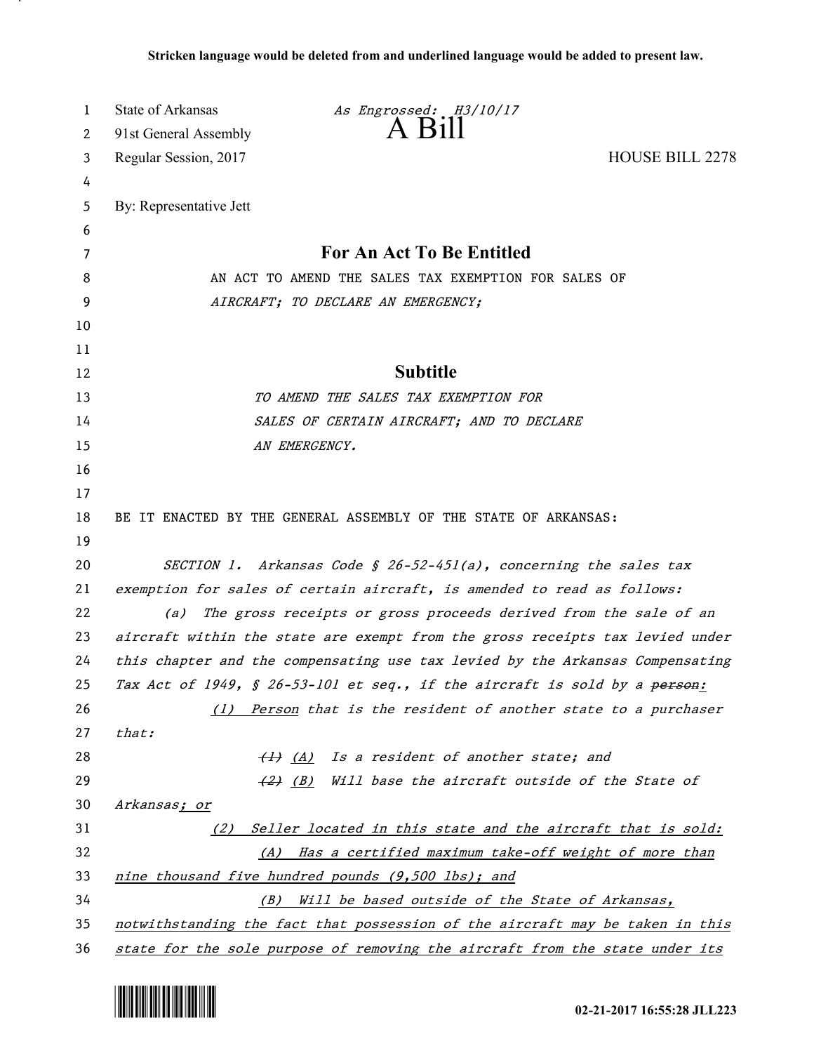**Stricken language would be deleted from and underlined language would be added to present law.**

State of Arkansas *As Engrossed: H3/10/17*
91st General Assembly
Regular Session, 2017

# A Bill

HOUSE BILL 2278

By: Representative Jett

## For An Act To Be Entitled

AN ACT TO AMEND THE SALES TAX EXEMPTION FOR SALES OF *AIRCRAFT; TO DECLARE AN EMERGENCY;*

## Subtitle

*TO AMEND THE SALES TAX EXEMPTION FOR SALES OF CERTAIN AIRCRAFT; AND TO DECLARE AN EMERGENCY.*

BE IT ENACTED BY THE GENERAL ASSEMBLY OF THE STATE OF ARKANSAS:

*SECTION 1. Arkansas Code § 26-52-451(a), concerning the sales tax exemption for sales of certain aircraft, is amended to read as follows:*

*(a) The gross receipts or gross proceeds derived from the sale of an aircraft within the state are exempt from the gross receipts tax levied under this chapter and the compensating use tax levied by the Arkansas Compensating Tax Act of 1949, § 26-53-101 et seq., if the aircraft is sold by a ~~person~~:*

*(1) Person that is the resident of another state to a purchaser that:*

*~~(1)~~ (A) Is a resident of another state; and*

*~~(2)~~ (B) Will base the aircraft outside of the State of Arkansas; or*

*(2) Seller located in this state and the aircraft that is sold:*

*(A) Has a certified maximum take-off weight of more than nine thousand five hundred pounds (9,500 lbs); and*

*(B) Will be based outside of the State of Arkansas, notwithstanding the fact that possession of the aircraft may be taken in this state for the sole purpose of removing the aircraft from the state under its*

02-21-2017 16:55:28 JLL223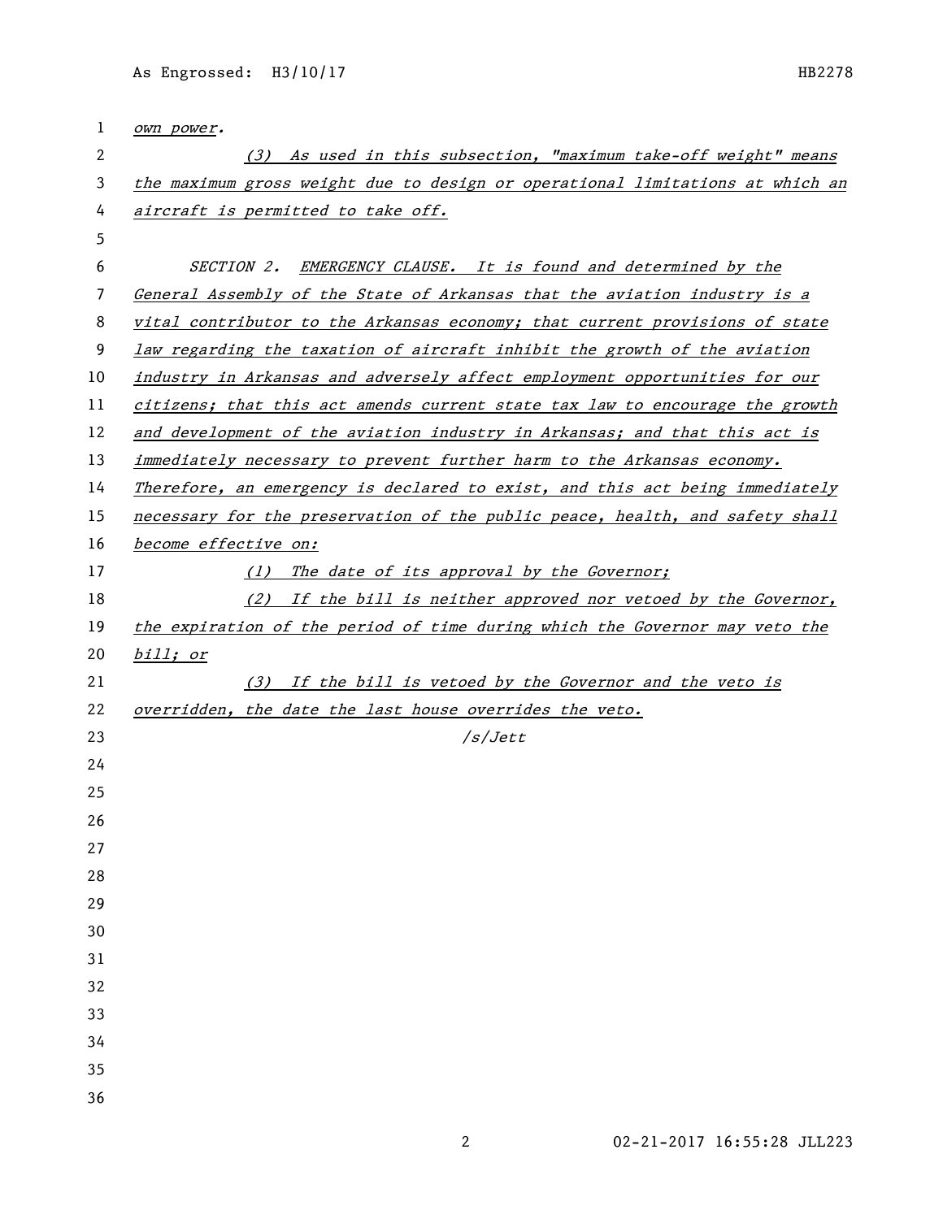*own power.*

*(3) As used in this subsection, "maximum take-off weight" means the maximum gross weight due to design or operational limitations at which an aircraft is permitted to take off.*

*SECTION 2. EMERGENCY CLAUSE. It is found and determined by the General Assembly of the State of Arkansas that the aviation industry is a vital contributor to the Arkansas economy; that current provisions of state law regarding the taxation of aircraft inhibit the growth of the aviation industry in Arkansas and adversely affect employment opportunities for our citizens; that this act amends current state tax law to encourage the growth and development of the aviation industry in Arkansas; and that this act is immediately necessary to prevent further harm to the Arkansas economy. Therefore, an emergency is declared to exist, and this act being immediately necessary for the preservation of the public peace, health, and safety shall become effective on:*

*(1) The date of its approval by the Governor;*

*(2) If the bill is neither approved nor vetoed by the Governor, the expiration of the period of time during which the Governor may veto the bill; or*

*(3) If the bill is vetoed by the Governor and the veto is overridden, the date the last house overrides the veto.*

*/s/Jett*